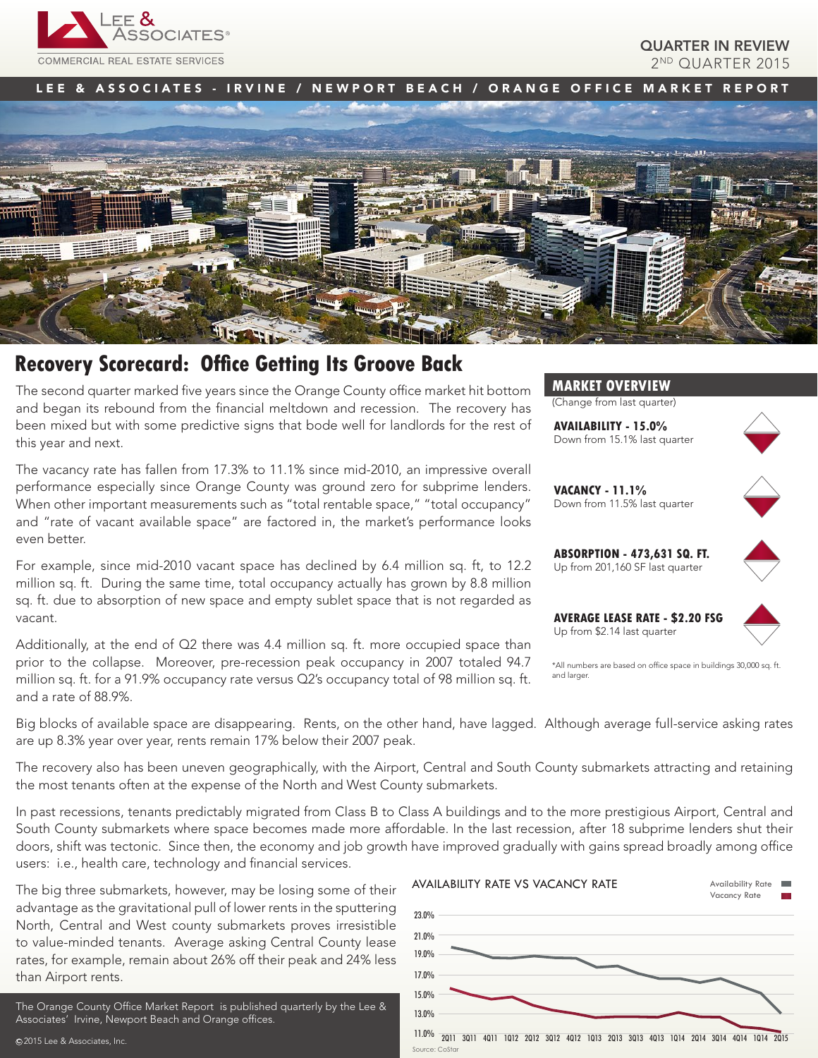LEE & ASSOCIATES® COMMERCIAL REAL ESTATE SERVICES

QUARTER IN REVIEW
2ND QUARTER 2015

LEE & ASSOCIATES - IRVINE / NEWPORT BEACH / ORANGE OFFICE MARKET REPORT

# Recovery Scorecard: Office Getting Its Groove Back

The second quarter marked five years since the Orange County office market hit bottom and began its rebound from the financial meltdown and recession. The recovery has been mixed but with some predictive signs that bode well for landlords for the rest of this year and next.

The vacancy rate has fallen from 17.3% to 11.1% since mid-2010, an impressive overall performance especially since Orange County was ground zero for subprime lenders. When other important measurements such as "total rentable space," "total occupancy" and "rate of vacant available space" are factored in, the market's performance looks even better.

For example, since mid-2010 vacant space has declined by 6.4 million sq. ft, to 12.2 million sq. ft. During the same time, total occupancy actually has grown by 8.8 million sq. ft. due to absorption of new space and empty sublet space that is not regarded as vacant.

Additionally, at the end of Q2 there was 4.4 million sq. ft. more occupied space than prior to the collapse. Moreover, pre-recession peak occupancy in 2007 totaled 94.7 million sq. ft. for a 91.9% occupancy rate versus Q2's occupancy total of 98 million sq. ft. and a rate of 88.9%.

Big blocks of available space are disappearing. Rents, on the other hand, have lagged. Although average full-service asking rates are up 8.3% year over year, rents remain 17% below their 2007 peak.

The recovery also has been uneven geographically, with the Airport, Central and South County submarkets attracting and retaining the most tenants often at the expense of the North and West County submarkets.

In past recessions, tenants predictably migrated from Class B to Class A buildings and to the more prestigious Airport, Central and South County submarkets where space becomes made more affordable. In the last recession, after 18 subprime lenders shut their doors, shift was tectonic. Since then, the economy and job growth have improved gradually with gains spread broadly among office users: i.e., health care, technology and financial services.

The big three submarkets, however, may be losing some of their advantage as the gravitational pull of lower rents in the sputtering North, Central and West county submarkets proves irresistible to value-minded tenants. Average asking Central County lease rates, for example, remain about 26% off their peak and 24% less than Airport rents.

## MARKET OVERVIEW

(Change from last quarter)

**AVAILABILITY - 15.0%**
Down from 15.1% last quarter

**VACANCY - 11.1%**
Down from 11.5% last quarter

**ABSORPTION - 473,631 SQ. FT.**
Up from 201,160 SF last quarter

**AVERAGE LEASE RATE - $2.20 FSG**
Up from $2.14 last quarter

*All numbers are based on office space in buildings 30,000 sq. ft. and larger.

AVAILABILITY RATE VS VACANCY RATE

Legend: Availability Rate, Vacancy Rate

Y-axis: 11.0% – 23.0%; X-axis: 2011, 3Q11, 4Q11, 1Q12, 2Q12, 3Q12, 4Q12, 1Q13, 2Q13, 3Q13, 4Q13, 1Q14, 2Q14, 3Q14, 4Q14, 1Q14, 2015

Source: CoStar

The Orange County Office Market Report is published quarterly by the Lee & Associates' Irvine, Newport Beach and Orange offices.

©2015 Lee & Associates, Inc.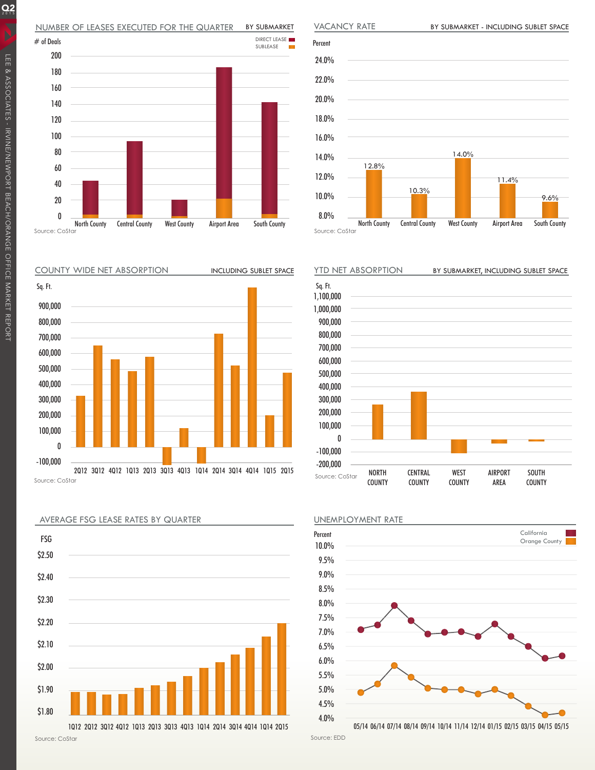## NUMBER OF LEASES EXECUTED FOR THE QUARTER — BY SUBMARKET

# of Deals

DIRECT LEASE / SUBLEASE

200, 180, 160, 140, 120, 100, 80, 60, 40, 20, 0

North County | Central County | West County | Airport Area | South County

Source: CoStar

## VACANCY RATE — BY SUBMARKET - INCLUDING SUBLET SPACE

Percent

| North County | Central County | West County | Airport Area | South County |
|---|---|---|---|---|
| 12.8% | 10.3% | 14.0% | 11.4% | 9.6% |

Source: CoStar

## COUNTY WIDE NET ABSORPTION — INCLUDING SUBLET SPACE

Sq. Ft.

900,000, 800,000, 700,000, 600,000, 500,000, 400,000, 300,000, 200,000, 100,000, 0, -100,000

2Q12 3Q12 4Q12 1Q13 2Q13 3Q13 4Q13 1Q14 2Q14 3Q14 4Q14 1Q15 2Q15

Source: CoStar

## YTD NET ABSORPTION — BY SUBMARKET, INCLUDING SUBLET SPACE

Sq. Ft.

1,100,000, 1,000,000, 900,000, 800,000, 700,000, 600,000, 500,000, 400,000, 300,000, 200,000, 100,000, 0, -100,000, -200,000

NORTH COUNTY | CENTRAL COUNTY | WEST COUNTY | AIRPORT AREA | SOUTH COUNTY

Source: CoStar

## AVERAGE FSG LEASE RATES BY QUARTER

FSG

$2.50, $2.40, $2.30, $2.20, $2.10, $2.00, $1.90, $1.80

1Q12 2Q12 3Q12 4Q12 1Q13 2Q13 3Q13 4Q13 1Q14 2Q14 3Q14 4Q14 1Q14 2Q15

Source: CoStar

## UNEMPLOYMENT RATE

Percent

California / Orange County

10.0%, 9.5%, 9.0%, 8.5%, 8.0%, 7.5%, 7.0%, 6.5%, 6.0%, 5.5%, 5.0%, 4.5%, 4.0%

05/14 06/14 07/14 08/14 09/14 10/14 11/14 12/14 01/15 02/15 03/15 04/15 05/15

Source: EDD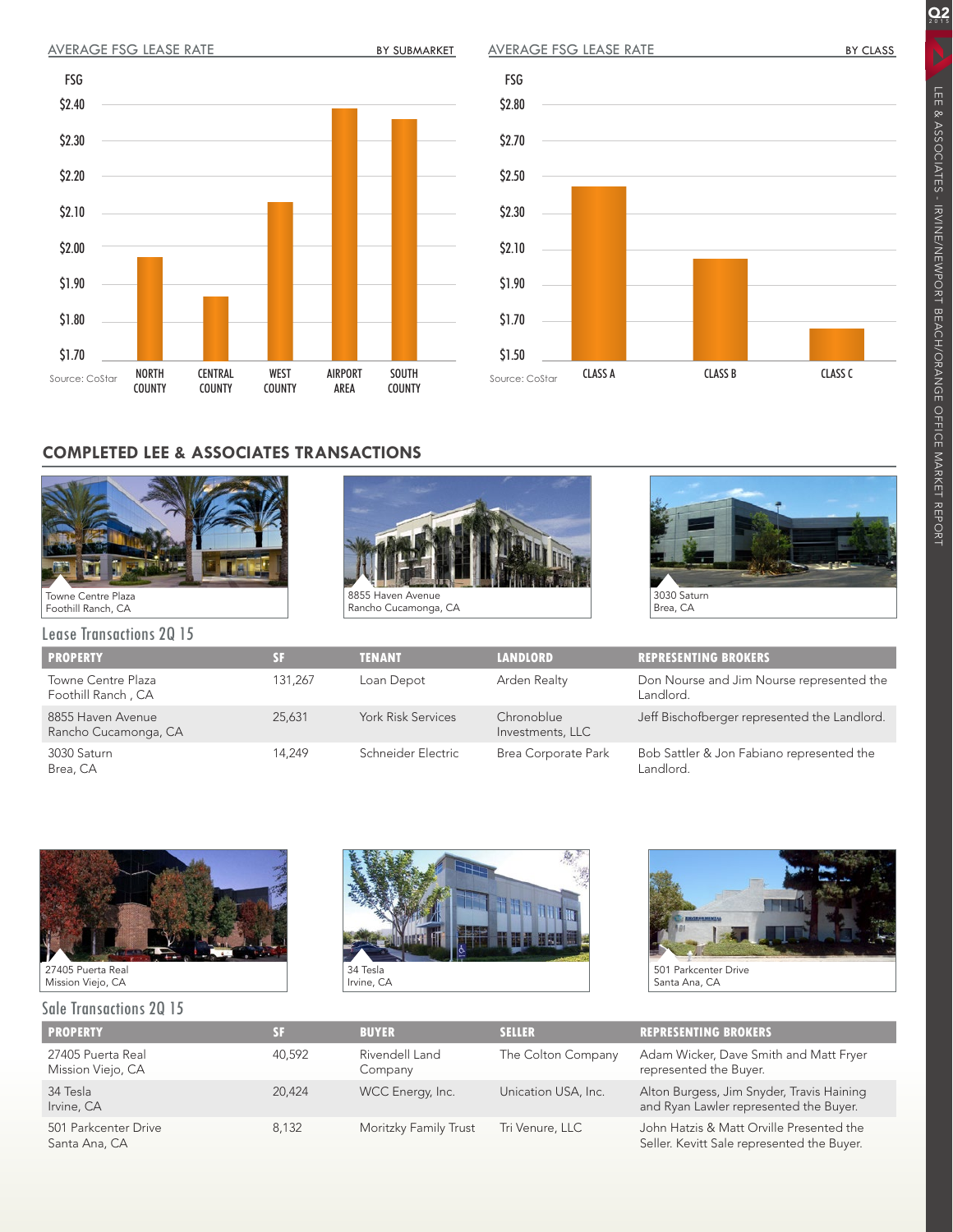## AVERAGE FSG LEASE RATE — BY SUBMARKET

FSG

$2.40
$2.30
$2.20
$2.10
$2.00
$1.90
$1.80
$1.70

NORTH COUNTY | CENTRAL COUNTY | WEST COUNTY | AIRPORT AREA | SOUTH COUNTY

Source: CoStar

## AVERAGE FSG LEASE RATE — BY CLASS

FSG

$2.80
$2.70
$2.50
$2.30
$2.10
$1.90
$1.70
$1.50

CLASS A | CLASS B | CLASS C

Source: CoStar

## COMPLETED LEE & ASSOCIATES TRANSACTIONS

Towne Centre Plaza
Foothill Ranch, CA

8855 Haven Avenue
Rancho Cucamonga, CA

3030 Saturn
Brea, CA

### Lease Transactions 2Q 15

| PROPERTY | SF | TENANT | LANDLORD | REPRESENTING BROKERS |
|---|---|---|---|---|
| Towne Centre Plaza<br>Foothill Ranch , CA | 131,267 | Loan Depot | Arden Realty | Don Nourse and Jim Nourse represented the Landlord. |
| 8855 Haven Avenue<br>Rancho Cucamonga, CA | 25,631 | York Risk Services | Chronoblue Investments, LLC | Jeff Bischofberger represented the Landlord. |
| 3030 Saturn<br>Brea, CA | 14,249 | Schneider Electric | Brea Corporate Park | Bob Sattler & Jon Fabiano represented the Landlord. |

27405 Puerta Real
Mission Viejo, CA

34 Tesla
Irvine, CA

501 Parkcenter Drive
Santa Ana, CA

### Sale Transactions 2Q 15

| PROPERTY | SF | BUYER | SELLER | REPRESENTING BROKERS |
|---|---|---|---|---|
| 27405 Puerta Real<br>Mission Viejo, CA | 40,592 | Rivendell Land Company | The Colton Company | Adam Wicker, Dave Smith and Matt Fryer represented the Buyer. |
| 34 Tesla<br>Irvine, CA | 20,424 | WCC Energy, Inc. | Unication USA, Inc. | Alton Burgess, Jim Snyder, Travis Haining and Ryan Lawler represented the Buyer. |
| 501 Parkcenter Drive<br>Santa Ana, CA | 8,132 | Moritzky Family Trust | Tri Venure, LLC | John Hatzis & Matt Orville Presented the Seller. Kevitt Sale represented the Buyer. |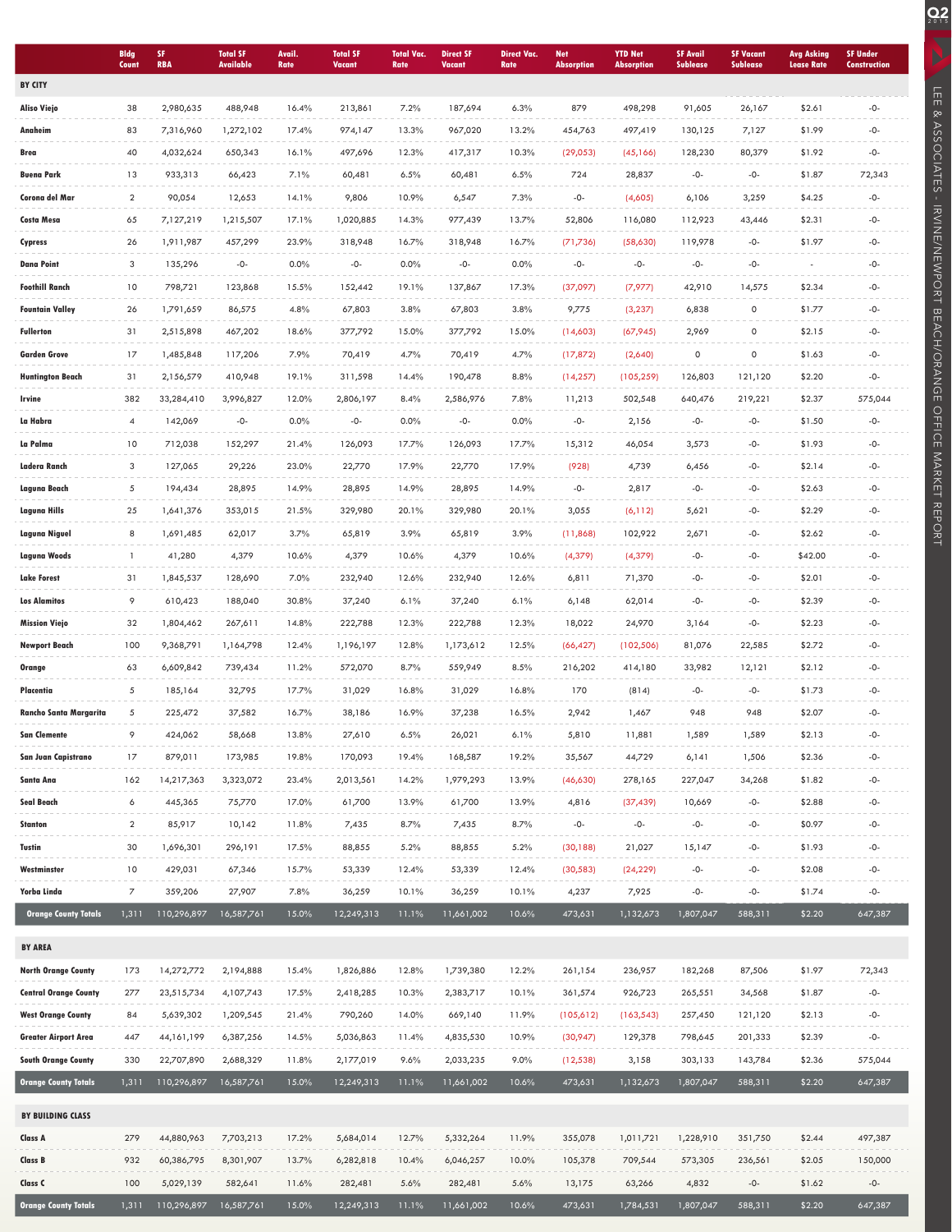| | Bldg Count | SF RBA | Total SF Available | Avail. Rate | Total SF Vacant | Total Vac. Rate | Direct SF Vacant | Direct Vac. Rate | Net Absorption | YTD Net Absorption | SF Avail Sublease | SF Vacant Sublease | Avg Asking Lease Rate | SF Under Construction |
|---|---|---|---|---|---|---|---|---|---|---|---|---|---|---|
| **BY CITY** | | | | | | | | | | | | | | |
| Aliso Viejo | 38 | 2,980,635 | 488,948 | 16.4% | 213,861 | 7.2% | 187,694 | 6.3% | 879 | 498,298 | 91,605 | 26,167 | $2.61 | -0- |
| Anaheim | 83 | 7,316,960 | 1,272,102 | 17.4% | 974,147 | 13.3% | 967,020 | 13.2% | 454,763 | 497,419 | 130,125 | 7,127 | $1.99 | -0- |
| Brea | 40 | 4,032,624 | 650,343 | 16.1% | 497,696 | 12.3% | 417,317 | 10.3% | (29,053) | (45,166) | 128,230 | 80,379 | $1.92 | -0- |
| Buena Park | 13 | 933,313 | 66,423 | 7.1% | 60,481 | 6.5% | 60,481 | 6.5% | 724 | 28,837 | -0- | -0- | $1.87 | 72,343 |
| Corona del Mar | 2 | 90,054 | 12,653 | 14.1% | 9,806 | 10.9% | 6,547 | 7.3% | -0- | (4,605) | 6,106 | 3,259 | $4.25 | -0- |
| Costa Mesa | 65 | 7,127,219 | 1,215,507 | 17.1% | 1,020,885 | 14.3% | 977,439 | 13.7% | 52,806 | 116,080 | 112,923 | 43,446 | $2.31 | -0- |
| Cypress | 26 | 1,911,987 | 457,299 | 23.9% | 318,948 | 16.7% | 318,948 | 16.7% | (71,736) | (58,630) | 119,978 | -0- | $1.97 | -0- |
| Dana Point | 3 | 135,296 | -0- | 0.0% | -0- | 0.0% | -0- | 0.0% | -0- | -0- | -0- | -0- | - | -0- |
| Foothill Ranch | 10 | 798,721 | 123,868 | 15.5% | 152,442 | 19.1% | 137,867 | 17.3% | (37,097) | (7,977) | 42,910 | 14,575 | $2.34 | -0- |
| Fountain Valley | 26 | 1,791,659 | 86,575 | 4.8% | 67,803 | 3.8% | 67,803 | 3.8% | 9,775 | (3,237) | 6,838 | 0 | $1.77 | -0- |
| Fullerton | 31 | 2,515,898 | 467,202 | 18.6% | 377,792 | 15.0% | 377,792 | 15.0% | (14,603) | (67,945) | 2,969 | 0 | $2.15 | -0- |
| Garden Grove | 17 | 1,485,848 | 117,206 | 7.9% | 70,419 | 4.7% | 70,419 | 4.7% | (17,872) | (2,640) | 0 | 0 | $1.63 | -0- |
| Huntington Beach | 31 | 2,156,579 | 410,948 | 19.1% | 311,598 | 14.4% | 190,478 | 8.8% | (14,257) | (105,259) | 126,803 | 121,120 | $2.20 | -0- |
| Irvine | 382 | 33,284,410 | 3,996,827 | 12.0% | 2,806,197 | 8.4% | 2,586,976 | 7.8% | 11,213 | 502,548 | 640,476 | 219,221 | $2.37 | 575,044 |
| La Habra | 4 | 142,069 | -0- | 0.0% | -0- | 0.0% | -0- | 0.0% | -0- | 2,156 | -0- | -0- | $1.50 | -0- |
| La Palma | 10 | 712,038 | 152,297 | 21.4% | 126,093 | 17.7% | 126,093 | 17.7% | 15,312 | 46,054 | 3,573 | -0- | $1.93 | -0- |
| Ladera Ranch | 3 | 127,065 | 29,226 | 23.0% | 22,770 | 17.9% | 22,770 | 17.9% | (928) | 4,739 | 6,456 | -0- | $2.14 | -0- |
| Laguna Beach | 5 | 194,434 | 28,895 | 14.9% | 28,895 | 14.9% | 28,895 | 14.9% | -0- | 2,817 | -0- | -0- | $2.63 | -0- |
| Laguna Hills | 25 | 1,641,376 | 353,015 | 21.5% | 329,980 | 20.1% | 329,980 | 20.1% | 3,055 | (6,112) | 5,621 | -0- | $2.29 | -0- |
| Laguna Niguel | 8 | 1,691,485 | 62,017 | 3.7% | 65,819 | 3.9% | 65,819 | 3.9% | (11,868) | 102,922 | 2,671 | -0- | $2.62 | -0- |
| Laguna Woods | 1 | 41,280 | 4,379 | 10.6% | 4,379 | 10.6% | 4,379 | 10.6% | (4,379) | (4,379) | -0- | -0- | $42.00 | -0- |
| Lake Forest | 31 | 1,845,537 | 128,690 | 7.0% | 232,940 | 12.6% | 232,940 | 12.6% | 6,811 | 71,370 | -0- | -0- | $2.01 | -0- |
| Los Alamitos | 9 | 610,423 | 188,040 | 30.8% | 37,240 | 6.1% | 37,240 | 6.1% | 6,148 | 62,014 | -0- | -0- | $2.39 | -0- |
| Mission Viejo | 32 | 1,804,462 | 267,611 | 14.8% | 222,788 | 12.3% | 222,788 | 12.3% | 18,022 | 24,970 | 3,164 | -0- | $2.23 | -0- |
| Newport Beach | 100 | 9,368,791 | 1,164,798 | 12.4% | 1,196,197 | 12.8% | 1,173,612 | 12.5% | (66,427) | (102,506) | 81,076 | 22,585 | $2.72 | -0- |
| Orange | 63 | 6,609,842 | 739,434 | 11.2% | 572,070 | 8.7% | 559,949 | 8.5% | 216,202 | 414,180 | 33,982 | 12,121 | $2.12 | -0- |
| Placentia | 5 | 185,164 | 32,795 | 17.7% | 31,029 | 16.8% | 31,029 | 16.8% | 170 | (814) | -0- | -0- | $1.73 | -0- |
| Rancho Santa Margarita | 5 | 225,472 | 37,582 | 16.7% | 38,186 | 16.9% | 37,238 | 16.5% | 2,942 | 1,467 | 948 | 948 | $2.07 | -0- |
| San Clemente | 9 | 424,062 | 58,668 | 13.8% | 27,610 | 6.5% | 26,021 | 6.1% | 5,810 | 11,881 | 1,589 | 1,589 | $2.13 | -0- |
| San Juan Capistrano | 17 | 879,011 | 173,985 | 19.8% | 170,093 | 19.4% | 168,587 | 19.2% | 35,567 | 44,729 | 6,141 | 1,506 | $2.36 | -0- |
| Santa Ana | 162 | 14,217,363 | 3,323,072 | 23.4% | 2,013,561 | 14.2% | 1,979,293 | 13.9% | (46,630) | 278,165 | 227,047 | 34,268 | $1.82 | -0- |
| Seal Beach | 6 | 445,365 | 75,770 | 17.0% | 61,700 | 13.9% | 61,700 | 13.9% | 4,816 | (37,439) | 10,669 | -0- | $2.88 | -0- |
| Stanton | 2 | 85,917 | 10,142 | 11.8% | 7,435 | 8.7% | 7,435 | 8.7% | -0- | -0- | -0- | -0- | $0.97 | -0- |
| Tustin | 30 | 1,696,301 | 296,191 | 17.5% | 88,855 | 5.2% | 88,855 | 5.2% | (30,188) | 21,027 | 15,147 | -0- | $1.93 | -0- |
| Westminster | 10 | 429,031 | 67,346 | 15.7% | 53,339 | 12.4% | 53,339 | 12.4% | (30,583) | (24,229) | -0- | -0- | $2.08 | -0- |
| Yorba Linda | 7 | 359,206 | 27,907 | 7.8% | 36,259 | 10.1% | 36,259 | 10.1% | 4,237 | 7,925 | -0- | -0- | $1.74 | -0- |
| **Orange County Totals** | 1,311 | 110,296,897 | 16,587,761 | 15.0% | 12,249,313 | 11.1% | 11,661,002 | 10.6% | 473,631 | 1,132,673 | 1,807,047 | 588,311 | $2.20 | 647,387 |
| **BY AREA** | | | | | | | | | | | | | | |
| North Orange County | 173 | 14,272,772 | 2,194,888 | 15.4% | 1,826,886 | 12.8% | 1,739,380 | 12.2% | 261,154 | 236,957 | 182,268 | 87,506 | $1.97 | 72,343 |
| Central Orange County | 277 | 23,515,734 | 4,107,743 | 17.5% | 2,418,285 | 10.3% | 2,383,717 | 10.1% | 361,574 | 926,723 | 265,551 | 34,568 | $1.87 | -0- |
| West Orange County | 84 | 5,639,302 | 1,209,545 | 21.4% | 790,260 | 14.0% | 669,140 | 11.9% | (105,612) | (163,543) | 257,450 | 121,120 | $2.13 | -0- |
| Greater Airport Area | 447 | 44,161,199 | 6,387,256 | 14.5% | 5,036,863 | 11.4% | 4,835,530 | 10.9% | (30,947) | 129,378 | 798,645 | 201,333 | $2.39 | -0- |
| South Orange County | 330 | 22,707,890 | 2,688,329 | 11.8% | 2,177,019 | 9.6% | 2,033,235 | 9.0% | (12,538) | 3,158 | 303,133 | 143,784 | $2.36 | 575,044 |
| **Orange County Totals** | 1,311 | 110,296,897 | 16,587,761 | 15.0% | 12,249,313 | 11.1% | 11,661,002 | 10.6% | 473,631 | 1,132,673 | 1,807,047 | 588,311 | $2.20 | 647,387 |
| **BY BUILDING CLASS** | | | | | | | | | | | | | | |
| Class A | 279 | 44,880,963 | 7,703,213 | 17.2% | 5,684,014 | 12.7% | 5,332,264 | 11.9% | 355,078 | 1,011,721 | 1,228,910 | 351,750 | $2.44 | 497,387 |
| Class B | 932 | 60,386,795 | 8,301,907 | 13.7% | 6,282,818 | 10.4% | 6,046,257 | 10.0% | 105,378 | 709,544 | 573,305 | 236,561 | $2.05 | 150,000 |
| Class C | 100 | 5,029,139 | 582,641 | 11.6% | 282,481 | 5.6% | 282,481 | 5.6% | 13,175 | 63,266 | 4,832 | -0- | $1.62 | -0- |
| **Orange County Totals** | 1,311 | 110,296,897 | 16,587,761 | 15.0% | 12,249,313 | 11.1% | 11,661,002 | 10.6% | 473,631 | 1,784,531 | 1,807,047 | 588,311 | $2.20 | 647,387 |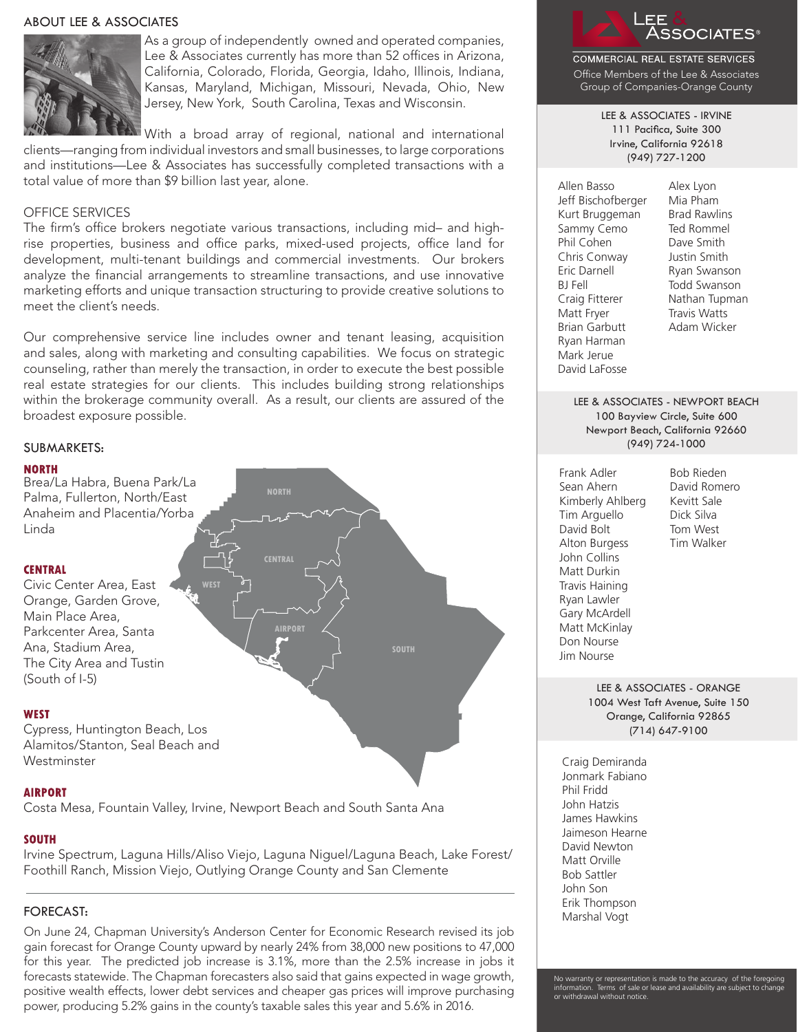## ABOUT LEE & ASSOCIATES

As a group of independently owned and operated companies, Lee & Associates currently has more than 52 offices in Arizona, California, Colorado, Florida, Georgia, Idaho, Illinois, Indiana, Kansas, Maryland, Michigan, Missouri, Nevada, Ohio, New Jersey, New York, South Carolina, Texas and Wisconsin.

With a broad array of regional, national and international clients—ranging from individual investors and small businesses, to large corporations and institutions—Lee & Associates has successfully completed transactions with a total value of more than $9 billion last year, alone.

## OFFICE SERVICES

The firm's office brokers negotiate various transactions, including mid– and high-rise properties, business and office parks, mixed-used projects, office land for development, multi-tenant buildings and commercial investments. Our brokers analyze the financial arrangements to streamline transactions, and use innovative marketing efforts and unique transaction structuring to provide creative solutions to meet the client's needs.

Our comprehensive service line includes owner and tenant leasing, acquisition and sales, along with marketing and consulting capabilities. We focus on strategic counseling, rather than merely the transaction, in order to execute the best possible real estate strategies for our clients. This includes building strong relationships within the brokerage community overall. As a result, our clients are assured of the broadest exposure possible.

## SUBMARKETS:

**NORTH**
Brea/La Habra, Buena Park/La Palma, Fullerton, North/East Anaheim and Placentia/Yorba Linda

**CENTRAL**
Civic Center Area, East Orange, Garden Grove, Main Place Area, Parkcenter Area, Santa Ana, Stadium Area, The City Area and Tustin (South of I-5)

**WEST**
Cypress, Huntington Beach, Los Alamitos/Stanton, Seal Beach and Westminster

**AIRPORT**
Costa Mesa, Fountain Valley, Irvine, Newport Beach and South Santa Ana

**SOUTH**
Irvine Spectrum, Laguna Hills/Aliso Viejo, Laguna Niguel/Laguna Beach, Lake Forest/ Foothill Ranch, Mission Viejo, Outlying Orange County and San Clemente

NORTH
CENTRAL
WEST
AIRPORT
SOUTH

## FORECAST:

On June 24, Chapman University's Anderson Center for Economic Research revised its job gain forecast for Orange County upward by nearly 24% from 38,000 new positions to 47,000 for this year. The predicted job increase is 3.1%, more than the 2.5% increase in jobs it forecasts statewide. The Chapman forecasters also said that gains expected in wage growth, positive wealth effects, lower debt services and cheaper gas prices will improve purchasing power, producing 5.2% gains in the county's taxable sales this year and 5.6% in 2016.

---

**LEE & ASSOCIATES**
COMMERCIAL REAL ESTATE SERVICES
Office Members of the Lee & Associates Group of Companies-Orange County

**LEE & ASSOCIATES - IRVINE**
111 Pacifica, Suite 300
Irvine, California 92618
(949) 727-1200

Allen Basso
Jeff Bischofberger
Kurt Bruggeman
Sammy Cemo
Phil Cohen
Chris Conway
Eric Darnell
BJ Fell
Craig Fitterer
Matt Fryer
Brian Garbutt
Ryan Harman
Mark Jerue
David LaFosse
Alex Lyon
Mia Pham
Brad Rawlins
Ted Rommel
Dave Smith
Justin Smith
Ryan Swanson
Todd Swanson
Nathan Tupman
Travis Watts
Adam Wicker

**LEE & ASSOCIATES - NEWPORT BEACH**
100 Bayview Circle, Suite 600
Newport Beach, California 92660
(949) 724-1000

Frank Adler
Sean Ahern
Kimberly Ahlberg
Tim Arguello
David Bolt
Alton Burgess
John Collins
Matt Durkin
Travis Haining
Ryan Lawler
Gary McArdell
Matt McKinlay
Don Nourse
Jim Nourse
Bob Rieden
David Romero
Kevitt Sale
Dick Silva
Tom West
Tim Walker

**LEE & ASSOCIATES - ORANGE**
1004 West Taft Avenue, Suite 150
Orange, California 92865
(714) 647-9100

Craig Demiranda
Jonmark Fabiano
Phil Fridd
John Hatzis
James Hawkins
Jaimeson Hearne
David Newton
Matt Orville
Bob Sattler
John Son
Erik Thompson
Marshal Vogt

No warranty or representation is made to the accuracy of the foregoing information. Terms of sale or lease and availability are subject to change or withdrawal without notice.